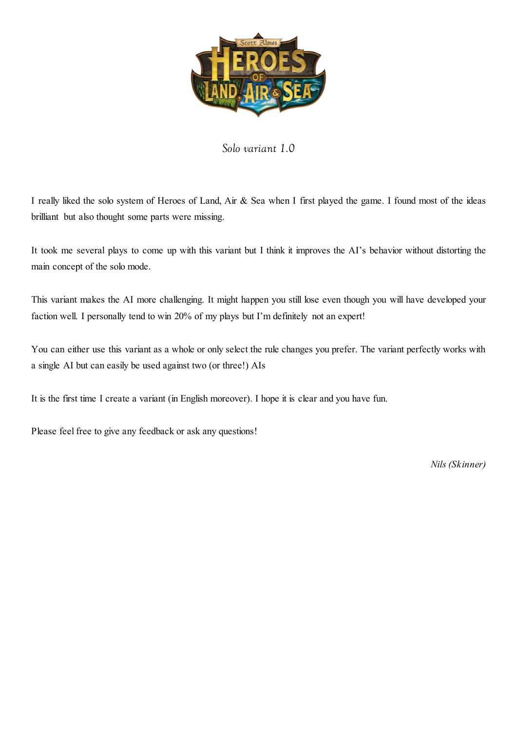*Solo variant 1.0*

I really liked the solo system of Heroes of Land, Air & Sea when I first played the game. I found most of the ideas brilliant but also thought some parts were missing.

It took me several plays to come up with this variant but I think it improves the AI's behavior without distorting the main concept of the solo mode.

This variant makes the AI more challenging. It might happen you still lose even though you will have developed your faction well. I personally tend to win 20% of my plays but I'm definitely not an expert!

You can either use this variant as a whole or only select the rule changes you prefer. The variant perfectly works with a single AI but can easily be used against two (or three!) AIs

It is the first time I create a variant (in English moreover). I hope it is clear and you have fun.

Please feel free to give any feedback or ask any questions!

*Nils (Skinner)*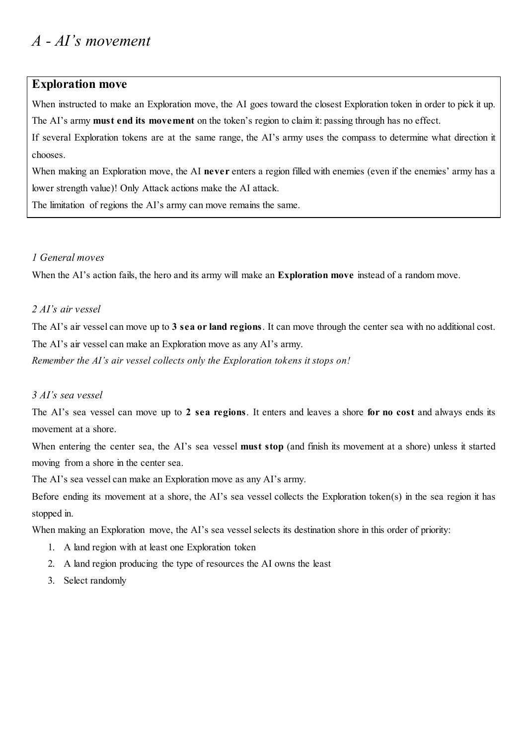# *A - AI's movement*

## Exploration move

When instructed to make an Exploration move, the AI goes toward the closest Exploration token in order to pick it up. The AI's army **must end its movement** on the token's region to claim it: passing through has no effect.

If several Exploration tokens are at the same range, the AI's army uses the compass to determine what direction it chooses.

When making an Exploration move, the AI **never** enters a region filled with enemies (even if the enemies' army has a lower strength value)! Only Attack actions make the AI attack.

The limitation of regions the AI's army can move remains the same.

### *1 General moves*

When the AI's action fails, the hero and its army will make an **Exploration move** instead of a random move.

### *2 AI's air vessel*

The AI's air vessel can move up to **3 sea or land regions**. It can move through the center sea with no additional cost.

The AI's air vessel can make an Exploration move as any AI's army.

*Remember the AI's air vessel collects only the Exploration tokens it stops on!*

### *3 AI's sea vessel*

The AI's sea vessel can move up to **2 sea regions**. It enters and leaves a shore **for no cost** and always ends its movement at a shore.

When entering the center sea, the AI's sea vessel **must stop** (and finish its movement at a shore) unless it started moving from a shore in the center sea.

The AI's sea vessel can make an Exploration move as any AI's army.

Before ending its movement at a shore, the AI's sea vessel collects the Exploration token(s) in the sea region it has stopped in.

When making an Exploration move, the AI's sea vessel selects its destination shore in this order of priority:

1. A land region with at least one Exploration token
2. A land region producing the type of resources the AI owns the least
3. Select randomly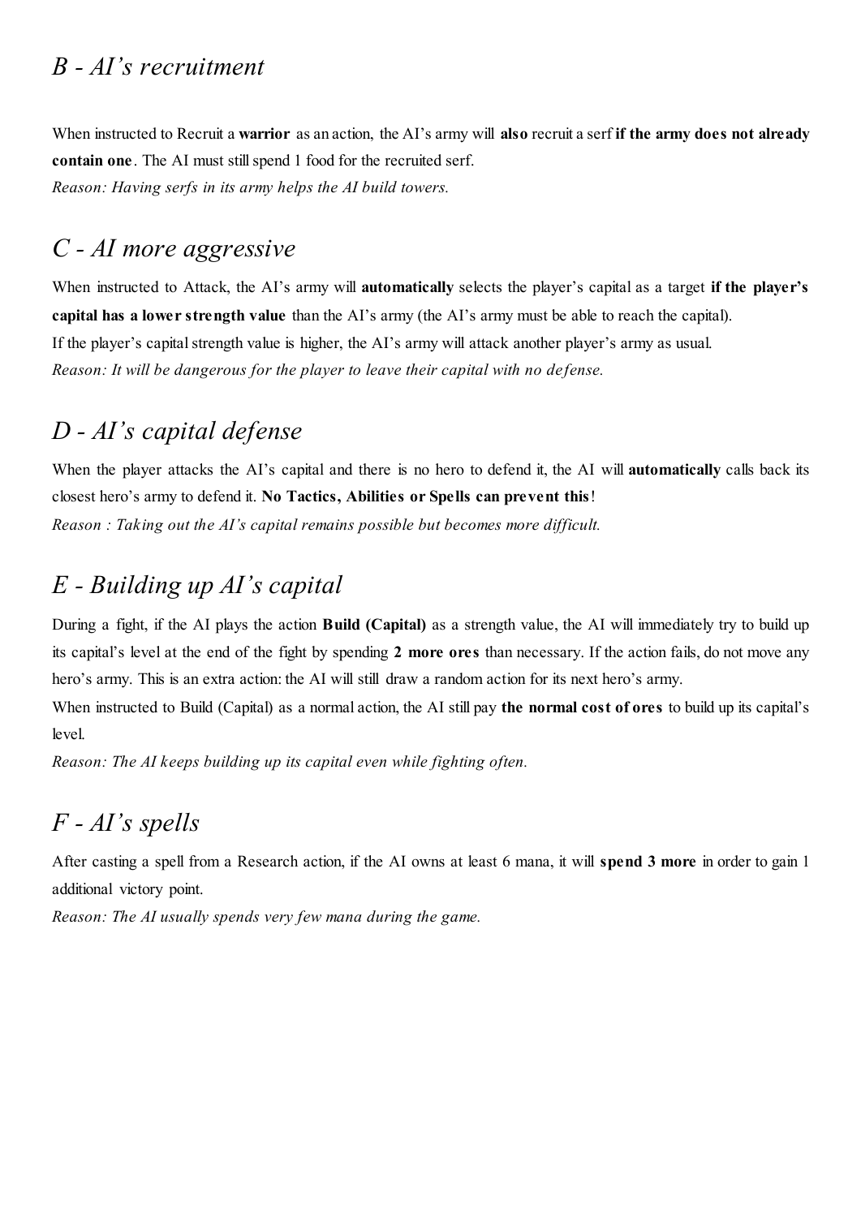## *B - AI's recruitment*

When instructed to Recruit a **warrior** as an action, the AI's army will **also** recruit a serf **if the army does not already contain one**. The AI must still spend 1 food for the recruited serf.
*Reason: Having serfs in its army helps the AI build towers.*

## *C - AI more aggressive*

When instructed to Attack, the AI's army will **automatically** selects the player's capital as a target **if the player's capital has a lower strength value** than the AI's army (the AI's army must be able to reach the capital).
If the player's capital strength value is higher, the AI's army will attack another player's army as usual.
*Reason: It will be dangerous for the player to leave their capital with no defense.*

## *D - AI's capital defense*

When the player attacks the AI's capital and there is no hero to defend it, the AI will **automatically** calls back its closest hero's army to defend it. **No Tactics, Abilities or Spells can prevent this**!
*Reason : Taking out the AI's capital remains possible but becomes more difficult.*

## *E - Building up AI's capital*

During a fight, if the AI plays the action **Build (Capital)** as a strength value, the AI will immediately try to build up its capital's level at the end of the fight by spending **2 more ores** than necessary. If the action fails, do not move any hero's army. This is an extra action: the AI will still draw a random action for its next hero's army.
When instructed to Build (Capital) as a normal action, the AI still pay **the normal cost of ores** to build up its capital's level.
*Reason: The AI keeps building up its capital even while fighting often.*

## *F - AI's spells*

After casting a spell from a Research action, if the AI owns at least 6 mana, it will **spend 3 more** in order to gain 1 additional victory point.
*Reason: The AI usually spends very few mana during the game.*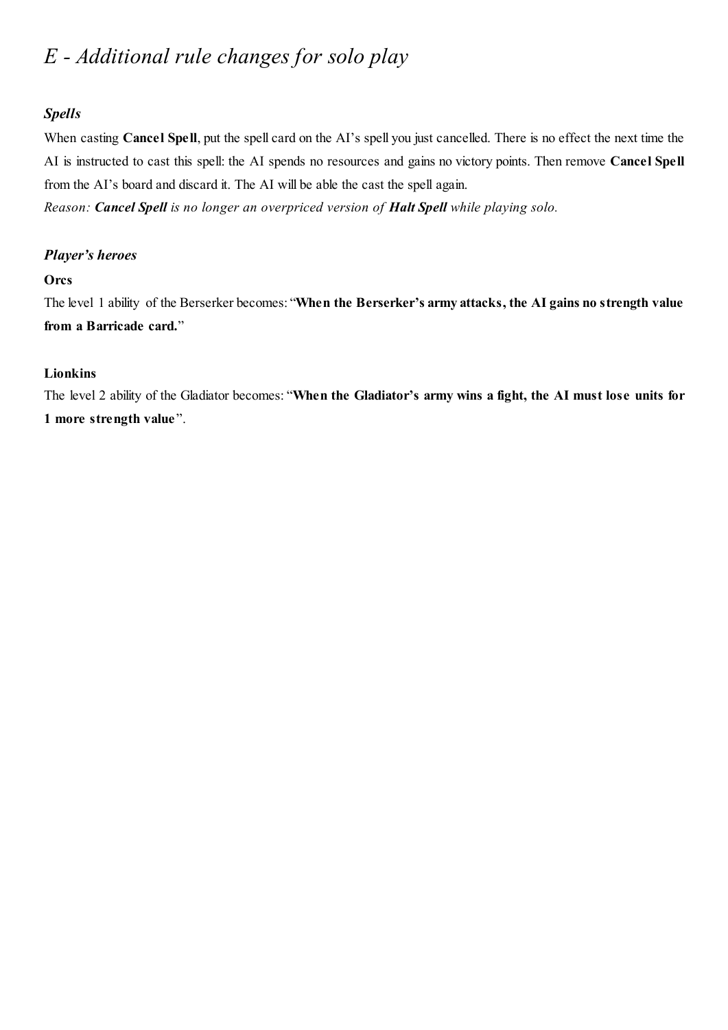# *E - Additional rule changes for solo play*

### *Spells*

When casting **Cancel Spell**, put the spell card on the AI's spell you just cancelled. There is no effect the next time the AI is instructed to cast this spell: the AI spends no resources and gains no victory points. Then remove **Cancel Spell** from the AI's board and discard it. The AI will be able the cast the spell again.

*Reason: **Cancel Spell** is no longer an overpriced version of **Halt Spell** while playing solo.*

### *Player's heroes*

**Orcs**

The level 1 ability of the Berserker becomes: "**When the Berserker's army attacks, the AI gains no strength value from a Barricade card.**"

**Lionkins**

The level 2 ability of the Gladiator becomes: "**When the Gladiator's army wins a fight, the AI must lose units for 1 more strength value**".